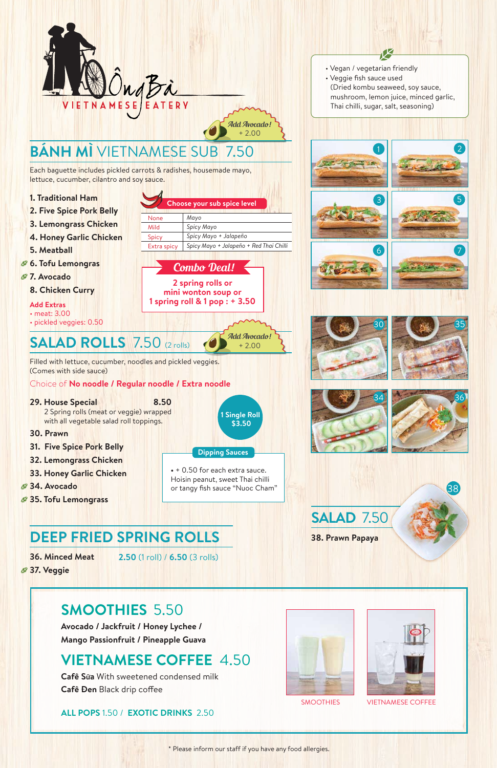# Ông Bà

VIETNAMESE EATERY

- Vegan / vegetarian friendly
- Veggie fish sauce used
  (Dried kombu seaweed, soy sauce, mushroom, lemon juice, minced garlic, Thai chilli, sugar, salt, seasoning)

## BÁNH MÌ VIETNAMESE SUB 7.50

*Add Avocado!* + 2.00

Each baguette includes pickled carrots & radishes, housemade mayo, lettuce, cucumber, cilantro and soy sauce.

1. Traditional Ham
2. Five Spice Pork Belly
3. Lemongrass Chicken
4. Honey Garlic Chicken
5. Meatball
6. Tofu Lemongras
7. Avocado
8. Chicken Curry

**Add Extras**
- meat: 3.00
- pickled veggies: 0.50

**Choose your sub spice level**

| | |
|---|---|
| None | Mayo |
| Mild | Spicy Mayo |
| Spicy | Spicy Mayo + Jalapeño |
| Extra spicy | Spicy Mayo + Jalapeño + Red Thai Chilli |

**Combo Deal!**
2 spring rolls or mini wonton soup or 1 spring roll & 1 pop : + 3.50

## SALAD ROLLS 7.50 (2 rolls)

*Add Avocado!* + 2.00

Filled with lettuce, cucumber, noodles and pickled veggies.
(Comes with side sauce)

Choice of **No noodle / Regular noodle / Extra noodle**

29. House Special 8.50
    2 Spring rolls (meat or veggie) wrapped with all vegetable salad roll toppings.
30. Prawn
31. Five Spice Pork Belly
32. Lemongrass Chicken
33. Honey Garlic Chicken
34. Avocado
35. Tofu Lemongrass

**1 Single Roll $3.50**

**Dipping Sauces**
- + 0.50 for each extra sauce.
  Hoisin peanut, sweet Thai chilli or tangy fish sauce "Nuoc Cham"

## DEEP FRIED SPRING ROLLS

36. Minced Meat — **2.50** (1 roll) / **6.50** (3 rolls)
37. Veggie

## SALAD 7.50

38. Prawn Papaya

## SMOOTHIES 5.50

Avocado / Jackfruit / Honey Lychee / Mango Passionfruit / Pineapple Guava

## VIETNAMESE COFFEE 4.50

**Cafê Sữa** With sweetened condensed milk
**Cafê Đen** Black drip coffee

**ALL POPS** 1.50 / **EXOTIC DRINKS** 2.50

SMOOTHIES

VIETNAMESE COFFEE

* Please inform our staff if you have any food allergies.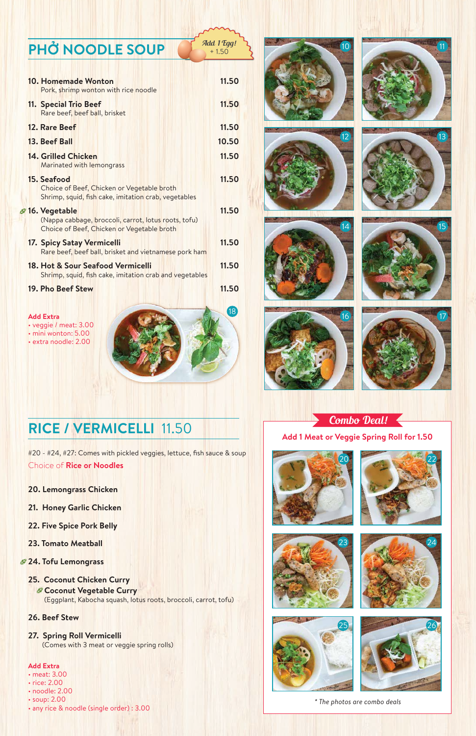## PHỞ NOODLE SOUP

*Add 1 Egg!* + 1.50

**10. Homemade Wonton** — 11.50
Pork, shrimp wonton with rice noodle

**11. Special Trio Beef** — 11.50
Rare beef, beef ball, brisket

**12. Rare Beef** — 11.50

**13. Beef Ball** — 10.50

**14. Grilled Chicken** — 11.50
Marinated with lemongrass

**15. Seafood** — 11.50
Choice of Beef, Chicken or Vegetable broth
Shrimp, squid, fish cake, imitation crab, vegetables

**16. Vegetable** — 11.50
(Nappa cabbage, broccoli, carrot, lotus roots, tofu)
Choice of Beef, Chicken or Vegetable broth

**17. Spicy Satay Vermicelli** — 11.50
Rare beef, beef ball, brisket and vietnamese pork ham

**18. Hot & Sour Seafood Vermicelli** — 11.50
Shrimp, squid, fish cake, imitation crab and vegetables

**19. Pho Beef Stew** — 11.50

**Add Extra**
- veggie / meat: 3.00
- mini wonton: 5.00
- extra noodle: 2.00

## RICE / VERMICELLI 11.50

#20 - #24, #27: Comes with pickled veggies, lettuce, fish sauce & soup
Choice of **Rice or Noodles**

**20. Lemongrass Chicken**

**21. Honey Garlic Chicken**

**22. Five Spice Pork Belly**

**23. Tomato Meatball**

**24. Tofu Lemongrass**

**25. Coconut Chicken Curry**
**Coconut Vegetable Curry**
(Eggplant, Kabocha squash, lotus roots, broccoli, carrot, tofu)

**26. Beef Stew**

**27. Spring Roll Vermicelli**
(Comes with 3 meat or veggie spring rolls)

**Add Extra**
- meat: 3.00
- rice: 2.00
- noodle: 2.00
- soup: 2.00
- any rice & noodle (single order) : 3.00

### *Combo Deal!*

**Add 1 Meat or Veggie Spring Roll for 1.50**

*\* The photos are combo deals*